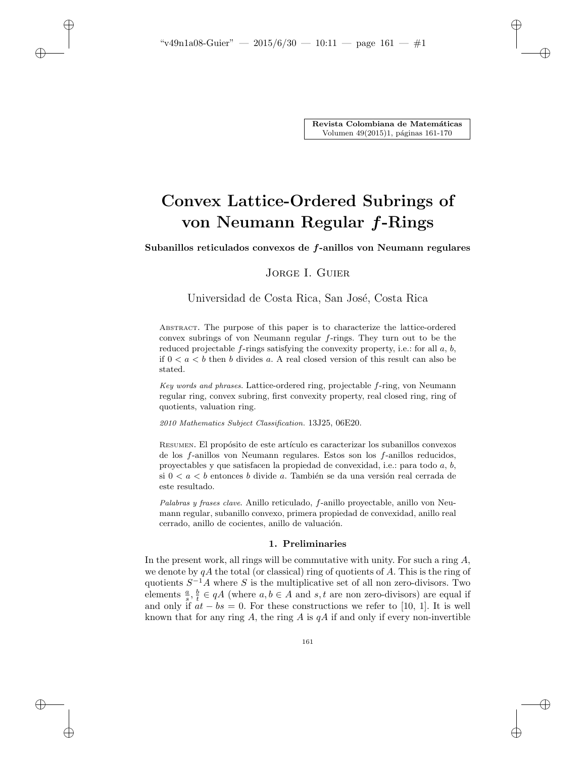# Convex Lattice-Ordered Subrings of von Neumann Regular *f*-Rings

**Subanillos reticulados convexos de *f*-anillos von Neumann regulares**

Jorge I. Guier

Universidad de Costa Rica, San José, Costa Rica

Abstract. The purpose of this paper is to characterize the lattice-ordered convex subrings of von Neumann regular $f$-rings. They turn out to be the reduced projectable $f$-rings satisfying the convexity property, i.e.: for all $a$, $b$, if $0 < a < b$ then $b$ divides $a$. A real closed version of this result can also be stated.

*Key words and phrases.* Lattice-ordered ring, projectable $f$-ring, von Neumann regular ring, convex subring, first convexity property, real closed ring, ring of quotients, valuation ring.

*2010 Mathematics Subject Classification.* 13J25, 06E20.

Resumen. El propósito de este artículo es caracterizar los subanillos convexos de los $f$-anillos von Neumann regulares. Estos son los $f$-anillos reducidos, proyectables y que satisfacen la propiedad de convexidad, i.e.: para todo $a$, $b$, si $0 < a < b$ entonces $b$ divide $a$. También se da una versión real cerrada de este resultado.

*Palabras y frases clave.* Anillo reticulado, $f$-anillo proyectable, anillo von Neumann regular, subanillo convexo, primera propiedad de convexidad, anillo real cerrado, anillo de cocientes, anillo de valuación.

## 1. Preliminaries

In the present work, all rings will be commutative with unity. For such a ring $A$, we denote by $qA$ the total (or classical) ring of quotients of $A$. This is the ring of quotients $S^{-1}A$ where $S$ is the multiplicative set of all non zero-divisors. Two elements $\frac{a}{s}, \frac{b}{t} \in qA$ (where $a, b \in A$ and $s, t$ are non zero-divisors) are equal if and only if $at - bs = 0$. For these constructions we refer to [10, 1]. It is well known that for any ring $A$, the ring $A$ is $qA$ if and only if every non-invertible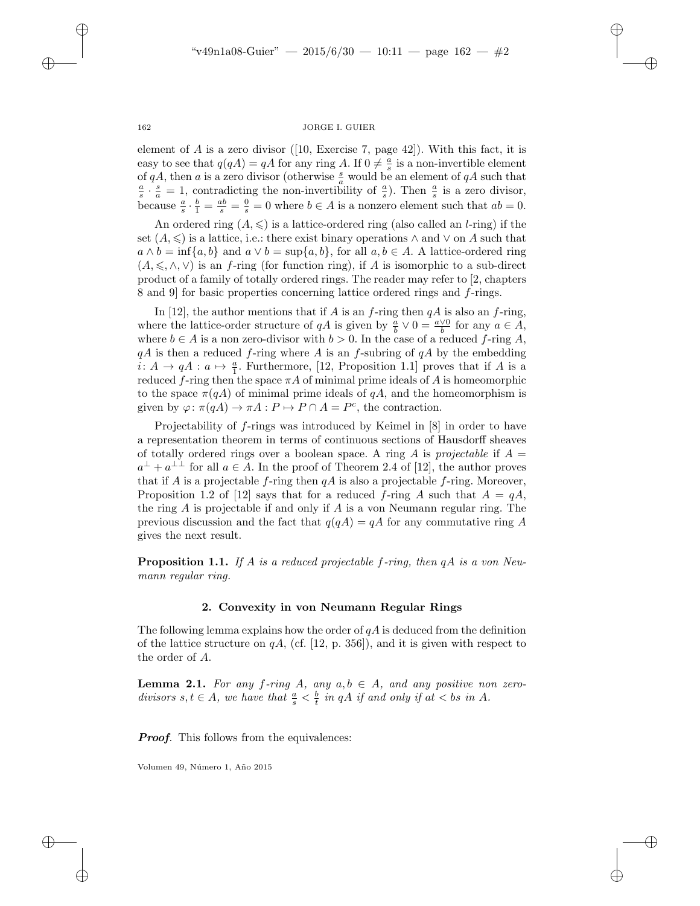element of $A$ is a zero divisor ([10, Exercise 7, page 42]). With this fact, it is easy to see that $q(qA) = qA$ for any ring $A$. If $0 \neq \frac{a}{s}$ is a non-invertible element of $qA$, then $a$ is a zero divisor (otherwise $\frac{s}{a}$ would be an element of $qA$ such that $\frac{a}{s} \cdot \frac{s}{a} = 1$, contradicting the non-invertibility of $\frac{a}{s}$). Then $\frac{a}{s}$ is a zero divisor, because $\frac{a}{s} \cdot \frac{b}{1} = \frac{ab}{s} = \frac{0}{s} = 0$ where $b \in A$ is a nonzero element such that $ab = 0$.

An ordered ring $(A, \leqslant)$ is a lattice-ordered ring (also called an $l$-ring) if the set $(A, \leqslant)$ is a lattice, i.e.: there exist binary operations $\wedge$ and $\vee$ on $A$ such that $a \wedge b = \inf\{a, b\}$ and $a \vee b = \sup\{a, b\}$, for all $a, b \in A$. A lattice-ordered ring $(A, \leqslant, \wedge, \vee)$ is an $f$-ring (for function ring), if $A$ is isomorphic to a sub-direct product of a family of totally ordered rings. The reader may refer to [2, chapters 8 and 9] for basic properties concerning lattice ordered rings and $f$-rings.

In [12], the author mentions that if $A$ is an $f$-ring then $qA$ is also an $f$-ring, where the lattice-order structure of $qA$ is given by $\frac{a}{b} \vee 0 = \frac{a \vee 0}{b}$ for any $a \in A$, where $b \in A$ is a non zero-divisor with $b > 0$. In the case of a reduced $f$-ring $A$, $qA$ is then a reduced $f$-ring where $A$ is an $f$-subring of $qA$ by the embedding $i \colon A \to qA : a \mapsto \frac{a}{1}$. Furthermore, [12, Proposition 1.1] proves that if $A$ is a reduced $f$-ring then the space $\pi A$ of minimal prime ideals of $A$ is homeomorphic to the space $\pi(qA)$ of minimal prime ideals of $qA$, and the homeomorphism is given by $\varphi \colon \pi(qA) \to \pi A : P \mapsto P \cap A = P^c$, the contraction.

Projectability of $f$-rings was introduced by Keimel in [8] in order to have a representation theorem in terms of continuous sections of Hausdorff sheaves of totally ordered rings over a boolean space. A ring $A$ is *projectable* if $A = a^{\perp} + a^{\perp\perp}$ for all $a \in A$. In the proof of Theorem 2.4 of [12], the author proves that if $A$ is a projectable $f$-ring then $qA$ is also a projectable $f$-ring. Moreover, Proposition 1.2 of [12] says that for a reduced $f$-ring $A$ such that $A = qA$, the ring $A$ is projectable if and only if $A$ is a von Neumann regular ring. The previous discussion and the fact that $q(qA) = qA$ for any commutative ring $A$ gives the next result.

**Proposition 1.1.** *If $A$ is a reduced projectable $f$-ring, then $qA$ is a von Neumann regular ring.*

## 2. Convexity in von Neumann Regular Rings

The following lemma explains how the order of $qA$ is deduced from the definition of the lattice structure on $qA$, (cf. [12, p. 356]), and it is given with respect to the order of $A$.

**Lemma 2.1.** *For any $f$-ring $A$, any $a, b \in A$, and any positive non zero-divisors $s, t \in A$, we have that $\frac{a}{s} < \frac{b}{t}$ in $qA$ if and only if $at < bs$ in $A$.*

***Proof.*** This follows from the equivalences: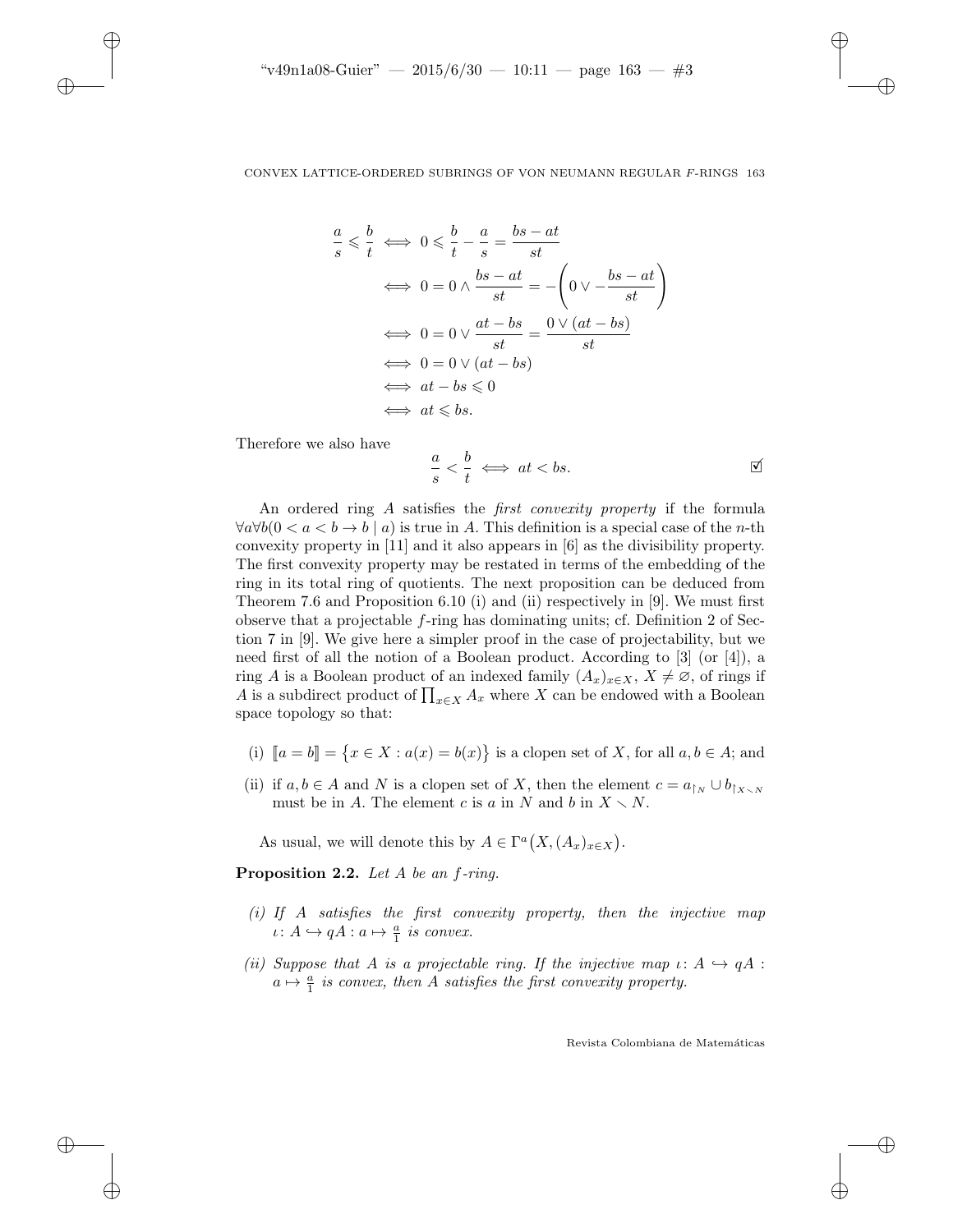$$
\begin{aligned}
\frac{a}{s} \leqslant \frac{b}{t} &\iff 0 \leqslant \frac{b}{t} - \frac{a}{s} = \frac{bs - at}{st} \\
&\iff 0 = 0 \wedge \frac{bs - at}{st} = -\left(0 \vee -\frac{bs - at}{st}\right) \\
&\iff 0 = 0 \vee \frac{at - bs}{st} = \frac{0 \vee (at - bs)}{st} \\
&\iff 0 = 0 \vee (at - bs) \\
&\iff at - bs \leqslant 0 \\
&\iff at \leqslant bs.
\end{aligned}
$$

Therefore we also have

$$
\frac{a}{s} < \frac{b}{t} \iff at < bs. \qquad ☑
$$

An ordered ring $A$ satisfies the *first convexity property* if the formula $\forall a \forall b (0 < a < b \to b \mid a)$ is true in $A$. This definition is a special case of the $n$-th convexity property in [11] and it also appears in [6] as the divisibility property. The first convexity property may be restated in terms of the embedding of the ring in its total ring of quotients. The next proposition can be deduced from Theorem 7.6 and Proposition 6.10 (i) and (ii) respectively in [9]. We must first observe that a projectable $f$-ring has dominating units; cf. Definition 2 of Section 7 in [9]. We give here a simpler proof in the case of projectability, but we need first of all the notion of a Boolean product. According to [3] (or [4]), a ring $A$ is a Boolean product of an indexed family $(A_x)_{x \in X}$, $X \neq \varnothing$, of rings if $A$ is a subdirect product of $\prod_{x \in X} A_x$ where $X$ can be endowed with a Boolean space topology so that:

(i) $[\![a = b]\!] = \{x \in X : a(x) = b(x)\}$ is a clopen set of $X$, for all $a, b \in A$; and

(ii) if $a, b \in A$ and $N$ is a clopen set of $X$, then the element $c = a_{\restriction N} \cup b_{\restriction X \smallsetminus N}$ must be in $A$. The element $c$ is $a$ in $N$ and $b$ in $X \smallsetminus N$.

As usual, we will denote this by $A \in \Gamma^a\big(X, (A_x)_{x \in X}\big)$.

**Proposition 2.2.** *Let $A$ be an $f$-ring.*

*(i) If $A$ satisfies the first convexity property, then the injective map $\iota \colon A \hookrightarrow qA : a \mapsto \frac{a}{1}$ is convex.*

*(ii) Suppose that $A$ is a projectable ring. If the injective map $\iota \colon A \hookrightarrow qA : a \mapsto \frac{a}{1}$ is convex, then $A$ satisfies the first convexity property.*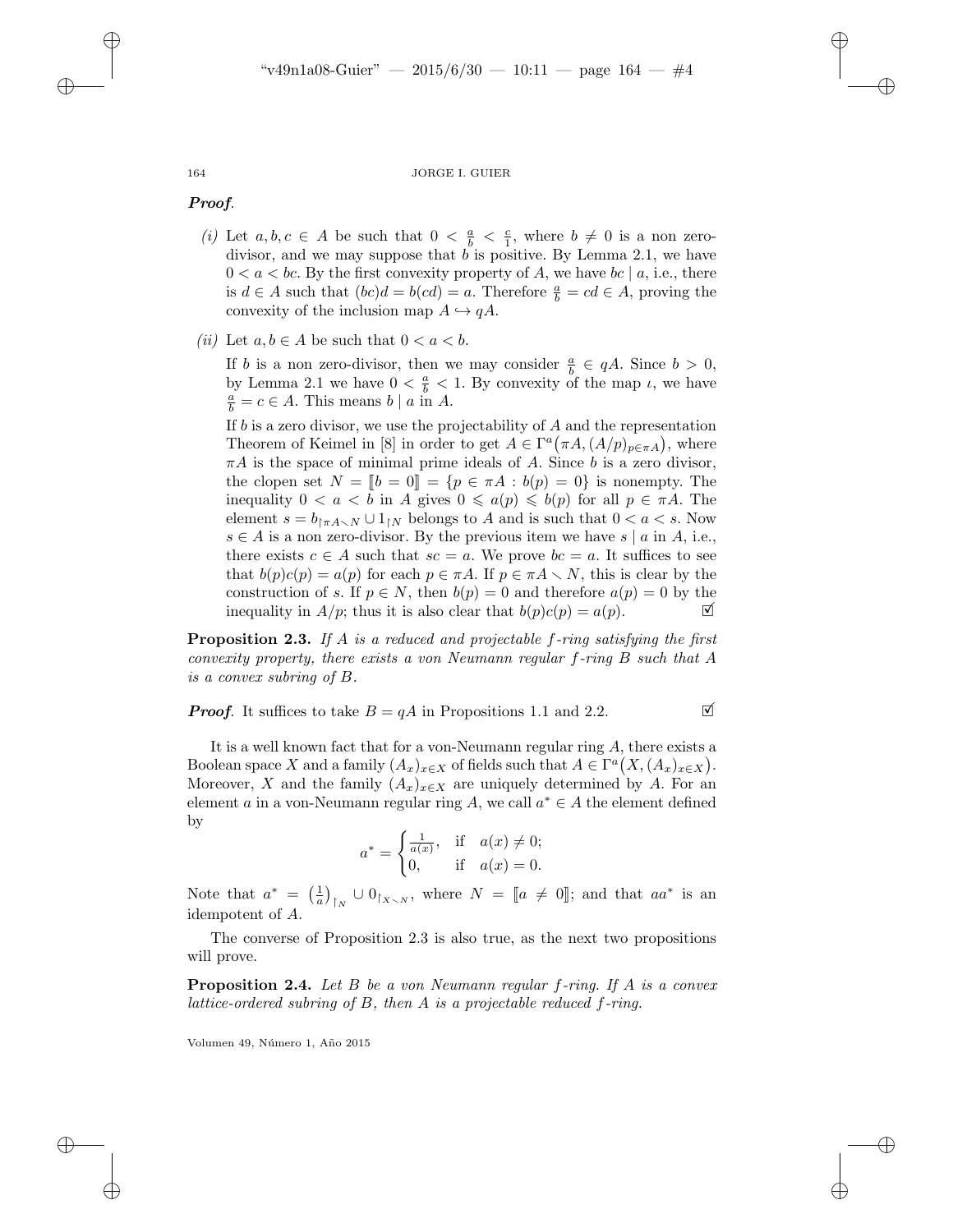***Proof.***

*(i)* Let $a, b, c \in A$ be such that $0 < \frac{a}{b} < \frac{c}{1}$, where $b \neq 0$ is a non zero-divisor, and we may suppose that $b$ is positive. By Lemma 2.1, we have $0 < a < bc$. By the first convexity property of $A$, we have $bc \mid a$, i.e., there is $d \in A$ such that $(bc)d = b(cd) = a$. Therefore $\frac{a}{b} = cd \in A$, proving the convexity of the inclusion map $A \hookrightarrow qA$.

*(ii)* Let $a, b \in A$ be such that $0 < a < b$.

If $b$ is a non zero-divisor, then we may consider $\frac{a}{b} \in qA$. Since $b > 0$, by Lemma 2.1 we have $0 < \frac{a}{b} < 1$. By convexity of the map $\iota$, we have $\frac{a}{b} = c \in A$. This means $b \mid a$ in $A$.

If $b$ is a zero divisor, we use the projectability of $A$ and the representation Theorem of Keimel in [8] in order to get $A \in \Gamma^a\big(\pi A, (A/p)_{p \in \pi A}\big)$, where $\pi A$ is the space of minimal prime ideals of $A$. Since $b$ is a zero divisor, the clopen set $N = [\![b = 0]\!] = \{p \in \pi A : b(p) = 0\}$ is nonempty. The inequality $0 < a < b$ in $A$ gives $0 \leqslant a(p) \leqslant b(p)$ for all $p \in \pi A$. The element $s = b_{\restriction \pi A \setminus N} \cup 1_{\restriction N}$ belongs to $A$ and is such that $0 < a < s$. Now $s \in A$ is a non zero-divisor. By the previous item we have $s \mid a$ in $A$, i.e., there exists $c \in A$ such that $sc = a$. We prove $bc = a$. It suffices to see that $b(p)c(p) = a(p)$ for each $p \in \pi A$. If $p \in \pi A \setminus N$, this is clear by the construction of $s$. If $p \in N$, then $b(p) = 0$ and therefore $a(p) = 0$ by the inequality in $A/p$; thus it is also clear that $b(p)c(p) = a(p)$. ☑

**Proposition 2.3.** *If $A$ is a reduced and projectable $f$-ring satisfying the first convexity property, there exists a von Neumann regular $f$-ring $B$ such that $A$ is a convex subring of $B$.*

***Proof.*** It suffices to take $B = qA$ in Propositions 1.1 and 2.2. ☑

It is a well known fact that for a von-Neumann regular ring $A$, there exists a Boolean space $X$ and a family $(A_x)_{x \in X}$ of fields such that $A \in \Gamma^a\big(X, (A_x)_{x \in X}\big)$. Moreover, $X$ and the family $(A_x)_{x \in X}$ are uniquely determined by $A$. For an element $a$ in a von-Neumann regular ring $A$, we call $a^* \in A$ the element defined by

$$a^* = \begin{cases} \frac{1}{a(x)}, & \text{if} \quad a(x) \neq 0; \\ 0, & \text{if} \quad a(x) = 0. \end{cases}$$

Note that $a^* = \big(\frac{1}{a}\big)_{\restriction N} \cup 0_{\restriction X \setminus N}$, where $N = [\![a \neq 0]\!]$; and that $aa^*$ is an idempotent of $A$.

The converse of Proposition 2.3 is also true, as the next two propositions will prove.

**Proposition 2.4.** *Let $B$ be a von Neumann regular $f$-ring. If $A$ is a convex lattice-ordered subring of $B$, then $A$ is a projectable reduced $f$-ring.*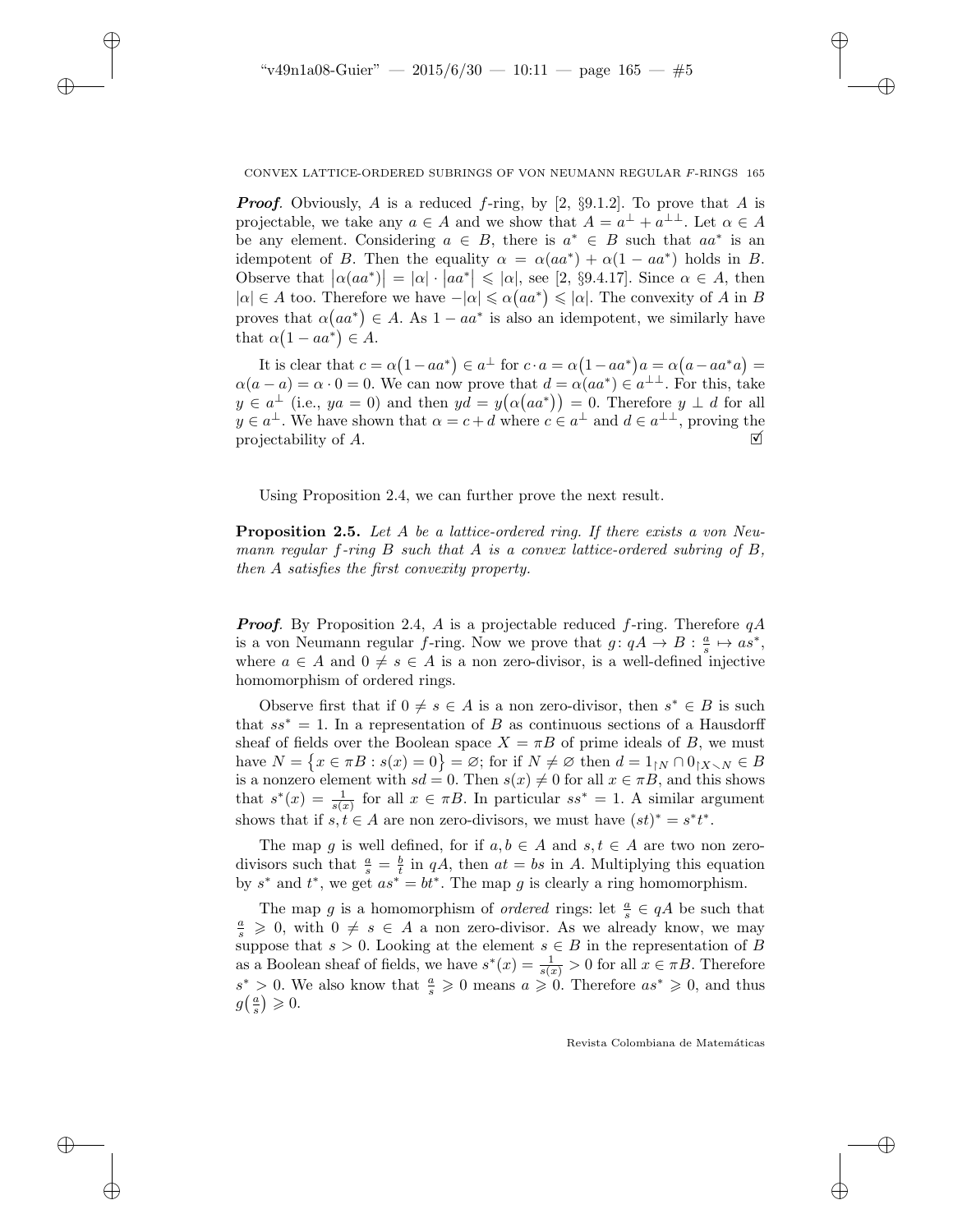***Proof***. Obviously, $A$ is a reduced $f$-ring, by [2, §9.1.2]. To prove that $A$ is projectable, we take any $a \in A$ and we show that $A = a^{\perp} + a^{\perp\perp}$. Let $\alpha \in A$ be any element. Considering $a \in B$, there is $a^* \in B$ such that $aa^*$ is an idempotent of $B$. Then the equality $\alpha = \alpha(aa^*) + \alpha(1 - aa^*)$ holds in $B$. Observe that $\left|\alpha(aa^*)\right| = |\alpha| \cdot \left|aa^*\right| \leqslant |\alpha|$, see [2, §9.4.17]. Since $\alpha \in A$, then $|\alpha| \in A$ too. Therefore we have $-|\alpha| \leqslant \alpha\big(aa^*\big) \leqslant |\alpha|$. The convexity of $A$ in $B$ proves that $\alpha\big(aa^*\big) \in A$. As $1 - aa^*$ is also an idempotent, we similarly have that $\alpha\big(1 - aa^*\big) \in A$.

It is clear that $c = \alpha\big(1 - aa^*\big) \in a^{\perp}$ for $c \cdot a = \alpha\big(1 - aa^*\big)a = \alpha\big(a - aa^*a\big) = \alpha(a - a) = \alpha \cdot 0 = 0$. We can now prove that $d = \alpha\big(aa^*\big) \in a^{\perp\perp}$. For this, take $y \in a^{\perp}$ (i.e., $ya = 0$) and then $yd = y\big(\alpha\big(aa^*\big)\big) = 0$. Therefore $y \perp d$ for all $y \in a^{\perp}$. We have shown that $\alpha = c + d$ where $c \in a^{\perp}$ and $d \in a^{\perp\perp}$, proving the projectability of $A$. ☑

Using Proposition 2.4, we can further prove the next result.

**Proposition 2.5.** *Let $A$ be a lattice-ordered ring. If there exists a von Neumann regular $f$-ring $B$ such that $A$ is a convex lattice-ordered subring of $B$, then $A$ satisfies the first convexity property.*

***Proof***. By Proposition 2.4, $A$ is a projectable reduced $f$-ring. Therefore $qA$ is a von Neumann regular $f$-ring. Now we prove that $g \colon qA \to B : \frac{a}{s} \mapsto as^*$, where $a \in A$ and $0 \neq s \in A$ is a non zero-divisor, is a well-defined injective homomorphism of ordered rings.

Observe first that if $0 \neq s \in A$ is a non zero-divisor, then $s^* \in B$ is such that $ss^* = 1$. In a representation of $B$ as continuous sections of a Hausdorff sheaf of fields over the Boolean space $X = \pi B$ of prime ideals of $B$, we must have $N = \big\{x \in \pi B : s(x) = 0\big\} = \varnothing$; for if $N \neq \varnothing$ then $d = 1_{\upharpoonright N} \cap 0_{\upharpoonright X \smallsetminus N} \in B$ is a nonzero element with $sd = 0$. Then $s(x) \neq 0$ for all $x \in \pi B$, and this shows that $s^*(x) = \frac{1}{s(x)}$ for all $x \in \pi B$. In particular $ss^* = 1$. A similar argument shows that if $s, t \in A$ are non zero-divisors, we must have $(st)^* = s^*t^*$.

The map $g$ is well defined, for if $a, b \in A$ and $s, t \in A$ are two non zero-divisors such that $\frac{a}{s} = \frac{b}{t}$ in $qA$, then $at = bs$ in $A$. Multiplying this equation by $s^*$ and $t^*$, we get $as^* = bt^*$. The map $g$ is clearly a ring homomorphism.

The map $g$ is a homomorphism of *ordered* rings: let $\frac{a}{s} \in qA$ be such that $\frac{a}{s} \geqslant 0$, with $0 \neq s \in A$ a non zero-divisor. As we already know, we may suppose that $s > 0$. Looking at the element $s \in B$ in the representation of $B$ as a Boolean sheaf of fields, we have $s^*(x) = \frac{1}{s(x)} > 0$ for all $x \in \pi B$. Therefore $s^* > 0$. We also know that $\frac{a}{s} \geqslant 0$ means $a \geqslant 0$. Therefore $as^* \geqslant 0$, and thus $g\big(\frac{a}{s}\big) \geqslant 0$.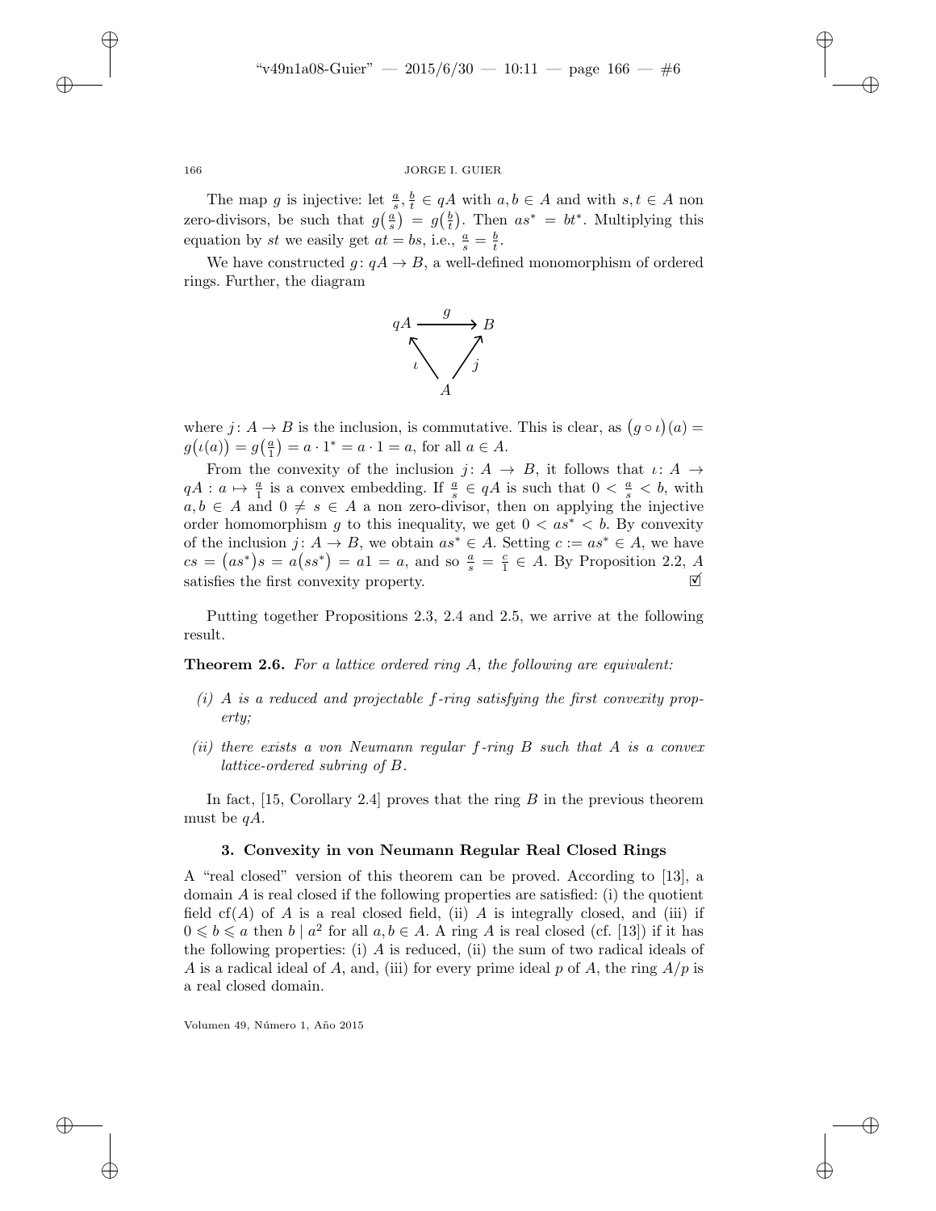The map $g$ is injective: let $\frac{a}{s}, \frac{b}{t} \in qA$ with $a, b \in A$ and with $s, t \in A$ non zero-divisors, be such that $g\left(\frac{a}{s}\right) = g\left(\frac{b}{t}\right)$. Then $as^* = bt^*$. Multiplying this equation by $st$ we easily get $at = bs$, i.e., $\frac{a}{s} = \frac{b}{t}$.

We have constructed $g\colon qA \to B$, a well-defined monomorphism of ordered rings. Further, the diagram

$$\begin{array}{ccc} qA & \xrightarrow{\;g\;} & B \\ & {}_{\iota}\nwarrow \quad \nearrow_{j} & \\ & A & \end{array}$$

where $j\colon A \to B$ is the inclusion, is commutative. This is clear, as $\left(g \circ \iota\right)(a) = g\left(\iota(a)\right) = g\left(\frac{a}{1}\right) = a \cdot 1^* = a \cdot 1 = a$, for all $a \in A$.

From the convexity of the inclusion $j\colon A \to B$, it follows that $\iota\colon A \to qA : a \mapsto \frac{a}{1}$ is a convex embedding. If $\frac{a}{s} \in qA$ is such that $0 < \frac{a}{s} < b$, with $a, b \in A$ and $0 \neq s \in A$ a non zero-divisor, then on applying the injective order homomorphism $g$ to this inequality, we get $0 < as^* < b$. By convexity of the inclusion $j\colon A \to B$, we obtain $as^* \in A$. Setting $c := as^* \in A$, we have $cs = \left(as^*\right)s = a\left(ss^*\right) = a1 = a$, and so $\frac{a}{s} = \frac{c}{1} \in A$. By Proposition 2.2, $A$ satisfies the first convexity property. ☑

Putting together Propositions 2.3, 2.4 and 2.5, we arrive at the following result.

**Theorem 2.6.** *For a lattice ordered ring $A$, the following are equivalent:*

- *(i) $A$ is a reduced and projectable $f$-ring satisfying the first convexity property;*
- *(ii) there exists a von Neumann regular $f$-ring $B$ such that $A$ is a convex lattice-ordered subring of $B$.*

In fact, [15, Corollary 2.4] proves that the ring $B$ in the previous theorem must be $qA$.

## 3. Convexity in von Neumann Regular Real Closed Rings

A "real closed" version of this theorem can be proved. According to [13], a domain $A$ is real closed if the following properties are satisfied: (i) the quotient field $\mathrm{cf}(A)$ of $A$ is a real closed field, (ii) $A$ is integrally closed, and (iii) if $0 \leqslant b \leqslant a$ then $b \mid a^2$ for all $a, b \in A$. A ring $A$ is real closed (cf. [13]) if it has the following properties: (i) $A$ is reduced, (ii) the sum of two radical ideals of $A$ is a radical ideal of $A$, and, (iii) for every prime ideal $p$ of $A$, the ring $A/p$ is a real closed domain.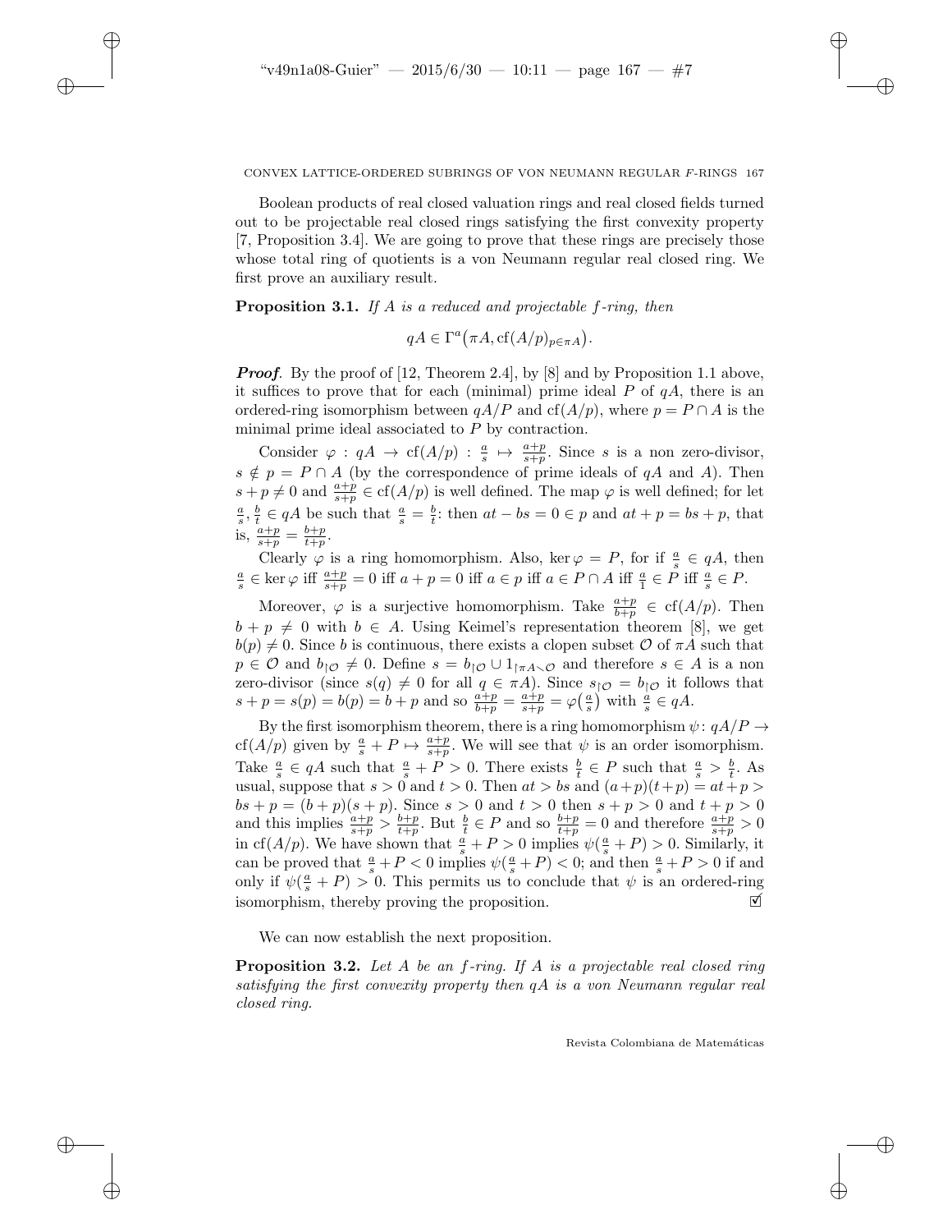Boolean products of real closed valuation rings and real closed fields turned out to be projectable real closed rings satisfying the first convexity property [7, Proposition 3.4]. We are going to prove that these rings are precisely those whose total ring of quotients is a von Neumann regular real closed ring. We first prove an auxiliary result.

**Proposition 3.1.** *If $A$ is a reduced and projectable $f$-ring, then*

$$qA \in \Gamma^a\big(\pi A, \mathrm{cf}(A/p)_{p\in\pi A}\big).$$

***Proof***. By the proof of [12, Theorem 2.4], by [8] and by Proposition 1.1 above, it suffices to prove that for each (minimal) prime ideal $P$ of $qA$, there is an ordered-ring isomorphism between $qA/P$ and $\mathrm{cf}(A/p)$, where $p = P \cap A$ is the minimal prime ideal associated to $P$ by contraction.

Consider $\varphi : qA \to \mathrm{cf}(A/p) : \frac{a}{s} \mapsto \frac{a+p}{s+p}$. Since $s$ is a non zero-divisor, $s \notin p = P \cap A$ (by the correspondence of prime ideals of $qA$ and $A$). Then $s + p \neq 0$ and $\frac{a+p}{s+p} \in \mathrm{cf}(A/p)$ is well defined. The map $\varphi$ is well defined; for let $\frac{a}{s}, \frac{b}{t} \in qA$ be such that $\frac{a}{s} = \frac{b}{t}$: then $at - bs = 0 \in p$ and $at + p = bs + p$, that is, $\frac{a+p}{s+p} = \frac{b+p}{t+p}$.

Clearly $\varphi$ is a ring homomorphism. Also, $\ker\varphi = P$, for if $\frac{a}{s} \in qA$, then $\frac{a}{s} \in \ker\varphi$ iff $\frac{a+p}{s+p} = 0$ iff $a + p = 0$ iff $a \in p$ iff $a \in P \cap A$ iff $\frac{a}{1} \in P$ iff $\frac{a}{s} \in P$.

Moreover, $\varphi$ is a surjective homomorphism. Take $\frac{a+p}{b+p} \in \mathrm{cf}(A/p)$. Then $b + p \neq 0$ with $b \in A$. Using Keimel's representation theorem [8], we get $b(p) \neq 0$. Since $b$ is continuous, there exists a clopen subset $\mathcal{O}$ of $\pi A$ such that $p \in \mathcal{O}$ and $b_{\restriction\mathcal{O}} \neq 0$. Define $s = b_{\restriction\mathcal{O}} \cup 1_{\restriction\pi A\smallsetminus\mathcal{O}}$ and therefore $s \in A$ is a non zero-divisor (since $s(q) \neq 0$ for all $q \in \pi A$). Since $s_{\restriction\mathcal{O}} = b_{\restriction\mathcal{O}}$ it follows that $s + p = s(p) = b(p) = b + p$ and so $\frac{a+p}{b+p} = \frac{a+p}{s+p} = \varphi\big(\frac{a}{s}\big)$ with $\frac{a}{s} \in qA$.

By the first isomorphism theorem, there is a ring homomorphism $\psi\colon qA/P \to \mathrm{cf}(A/p)$ given by $\frac{a}{s} + P \mapsto \frac{a+p}{s+p}$. We will see that $\psi$ is an order isomorphism. Take $\frac{a}{s} \in qA$ such that $\frac{a}{s} + P > 0$. There exists $\frac{b}{t} \in P$ such that $\frac{a}{s} > \frac{b}{t}$. As usual, suppose that $s > 0$ and $t > 0$. Then $at > bs$ and $(a+p)(t+p) = at + p > bs + p = (b+p)(s+p)$. Since $s > 0$ and $t > 0$ then $s + p > 0$ and $t + p > 0$ and this implies $\frac{a+p}{s+p} > \frac{b+p}{t+p}$. But $\frac{b}{t} \in P$ and so $\frac{b+p}{t+p} = 0$ and therefore $\frac{a+p}{s+p} > 0$ in $\mathrm{cf}(A/p)$. We have shown that $\frac{a}{s} + P > 0$ implies $\psi(\frac{a}{s} + P) > 0$. Similarly, it can be proved that $\frac{a}{s} + P < 0$ implies $\psi(\frac{a}{s} + P) < 0$; and then $\frac{a}{s} + P > 0$ if and only if $\psi(\frac{a}{s} + P) > 0$. This permits us to conclude that $\psi$ is an ordered-ring isomorphism, thereby proving the proposition. ☑

We can now establish the next proposition.

**Proposition 3.2.** *Let $A$ be an $f$-ring. If $A$ is a projectable real closed ring satisfying the first convexity property then $qA$ is a von Neumann regular real closed ring.*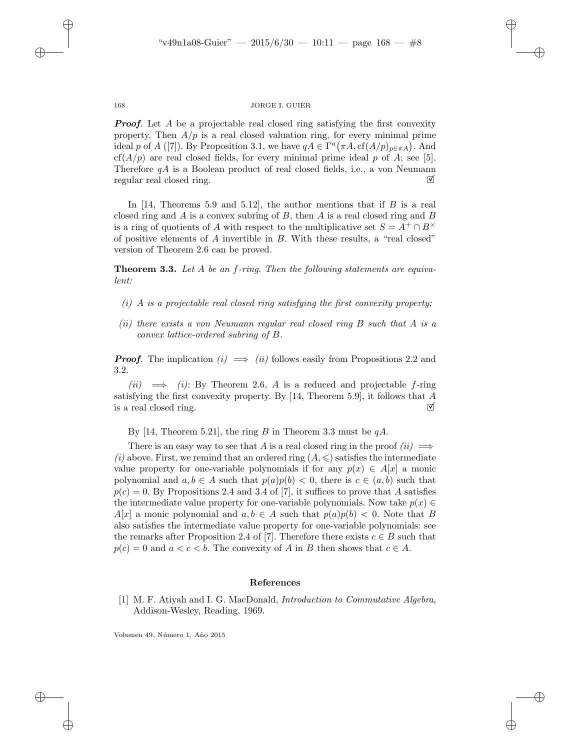***Proof***. Let $A$ be a projectable real closed ring satisfying the first convexity property. Then $A/p$ is a real closed valuation ring, for every minimal prime ideal $p$ of $A$ ([7]). By Proposition 3.1, we have $qA \in \Gamma^a\big(\pi A, \mathrm{cf}(A/p)_{p\in\pi A}\big)$. And $\mathrm{cf}(A/p)$ are real closed fields, for every minimal prime ideal $p$ of $A$; see [5]. Therefore $qA$ is a Boolean product of real closed fields, i.e., a von Neumann regular real closed ring. ☑

In [14, Theorems 5.9 and 5.12], the author mentions that if $B$ is a real closed ring and $A$ is a convex subring of $B$, then $A$ is a real closed ring and $B$ is a ring of quotients of $A$ with respect to the multiplicative set $S = A^+ \cap B^\times$ of positive elements of $A$ invertible in $B$. With these results, a "real closed" version of Theorem 2.6 can be proved.

**Theorem 3.3.** *Let $A$ be an $f$-ring. Then the following statements are equivalent:*

- *(i) $A$ is a projectable real closed ring satisfying the first convexity property;*
- *(ii) there exists a von Neumann regular real closed ring $B$ such that $A$ is a convex lattice-ordered subring of $B$.*

***Proof***. The implication *(i)* $\implies$ *(ii)* follows easily from Propositions 2.2 and 3.2.

*(ii)* $\implies$ *(i)*: By Theorem 2.6, $A$ is a reduced and projectable $f$-ring satisfying the first convexity property. By [14, Theorem 5.9], it follows that $A$ is a real closed ring. ☑

By [14, Theorem 5.21], the ring $B$ in Theorem 3.3 must be $qA$.

There is an easy way to see that $A$ is a real closed ring in the proof *(ii)* $\implies$ *(i)* above. First, we remind that an ordered ring $(A, \leqslant)$ satisfies the intermediate value property for one-variable polynomials if for any $p(x) \in A[x]$ a monic polynomial and $a, b \in A$ such that $p(a)p(b) < 0$, there is $c \in (a, b)$ such that $p(c) = 0$. By Propositions 2.4 and 3.4 of [7], it suffices to prove that $A$ satisfies the intermediate value property for one-variable polynomials. Now take $p(x) \in A[x]$ a monic polynomial and $a, b \in A$ such that $p(a)p(b) < 0$. Note that $B$ also satisfies the intermediate value property for one-variable polynomials: see the remarks after Proposition 2.4 of [7]. Therefore there exists $c \in B$ such that $p(c) = 0$ and $a < c < b$. The convexity of $A$ in $B$ then shows that $c \in A$.

## References

[1] M. F. Atiyah and I. G. MacDonald, *Introduction to Commutative Algebra*, Addison-Wesley, Reading, 1969.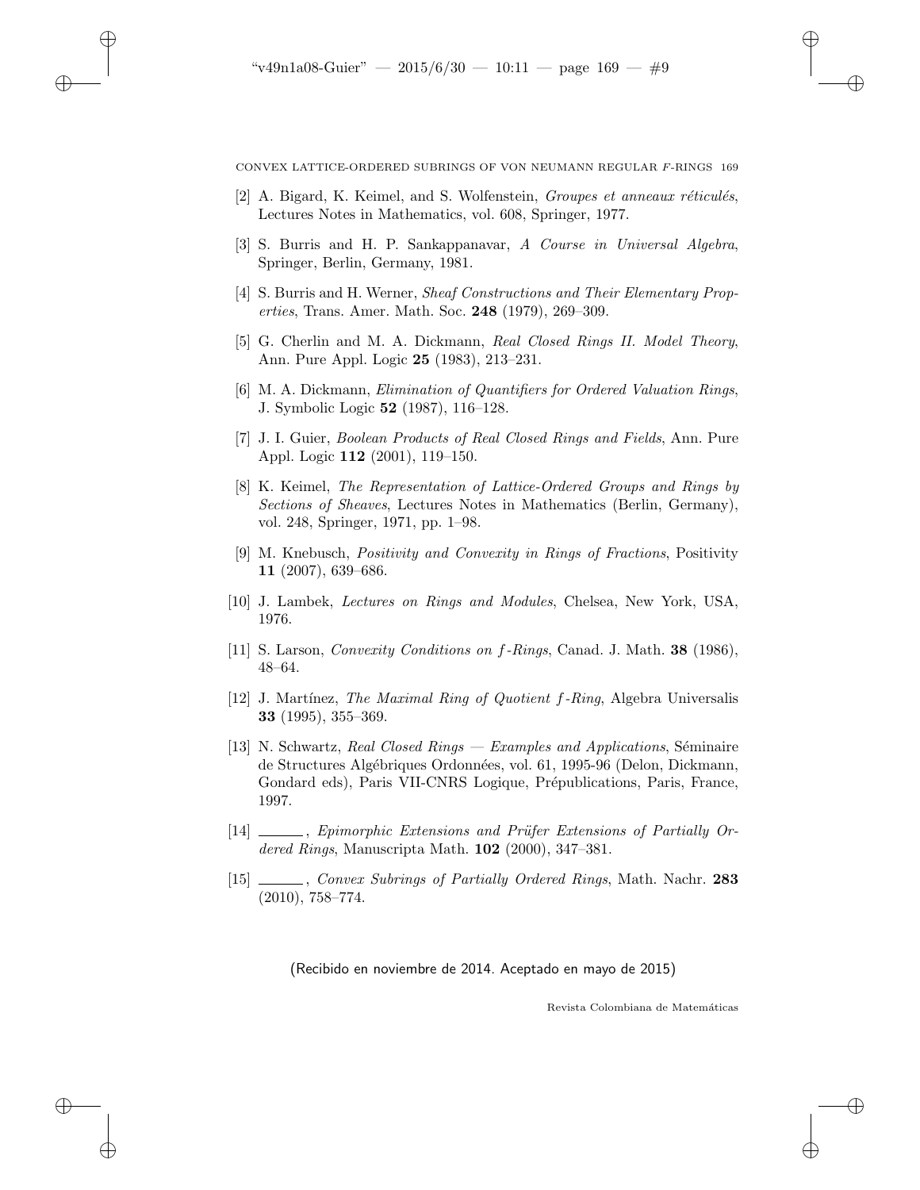[2] A. Bigard, K. Keimel, and S. Wolfenstein, *Groupes et anneaux réticulés*, Lectures Notes in Mathematics, vol. 608, Springer, 1977.

[3] S. Burris and H. P. Sankappanavar, *A Course in Universal Algebra*, Springer, Berlin, Germany, 1981.

[4] S. Burris and H. Werner, *Sheaf Constructions and Their Elementary Properties*, Trans. Amer. Math. Soc. **248** (1979), 269–309.

[5] G. Cherlin and M. A. Dickmann, *Real Closed Rings II. Model Theory*, Ann. Pure Appl. Logic **25** (1983), 213–231.

[6] M. A. Dickmann, *Elimination of Quantifiers for Ordered Valuation Rings*, J. Symbolic Logic **52** (1987), 116–128.

[7] J. I. Guier, *Boolean Products of Real Closed Rings and Fields*, Ann. Pure Appl. Logic **112** (2001), 119–150.

[8] K. Keimel, *The Representation of Lattice-Ordered Groups and Rings by Sections of Sheaves*, Lectures Notes in Mathematics (Berlin, Germany), vol. 248, Springer, 1971, pp. 1–98.

[9] M. Knebusch, *Positivity and Convexity in Rings of Fractions*, Positivity **11** (2007), 639–686.

[10] J. Lambek, *Lectures on Rings and Modules*, Chelsea, New York, USA, 1976.

[11] S. Larson, *Convexity Conditions on f-Rings*, Canad. J. Math. **38** (1986), 48–64.

[12] J. Martínez, *The Maximal Ring of Quotient f-Ring*, Algebra Universalis **33** (1995), 355–369.

[13] N. Schwartz, *Real Closed Rings — Examples and Applications*, Séminaire de Structures Algébriques Ordonnées, vol. 61, 1995-96 (Delon, Dickmann, Gondard eds), Paris VII-CNRS Logique, Prépublications, Paris, France, 1997.

[14] ______, *Epimorphic Extensions and Prüfer Extensions of Partially Ordered Rings*, Manuscripta Math. **102** (2000), 347–381.

[15] ______, *Convex Subrings of Partially Ordered Rings*, Math. Nachr. **283** (2010), 758–774.

(Recibido en noviembre de 2014. Aceptado en mayo de 2015)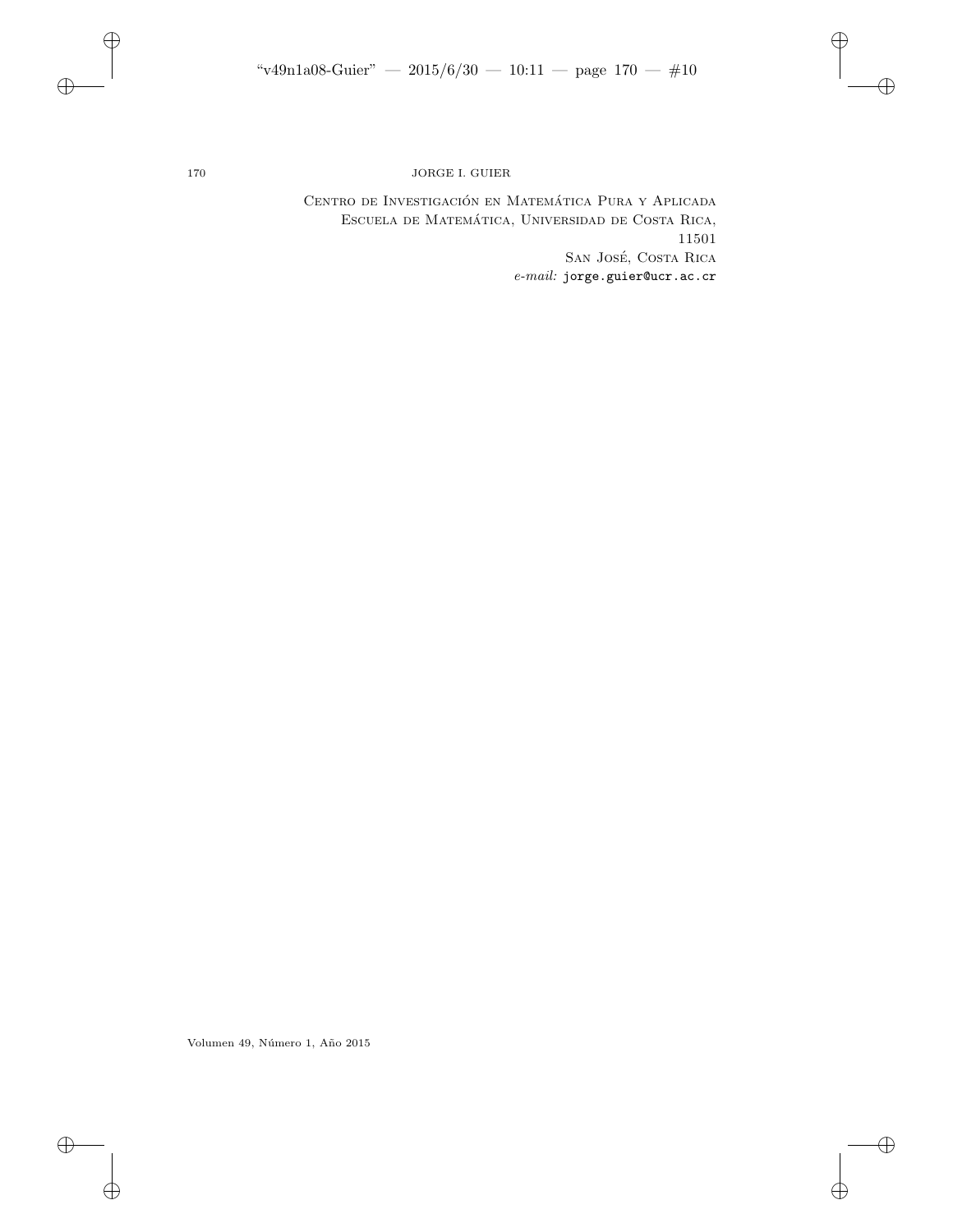Centro de Investigación en Matemática Pura y Aplicada
Escuela de Matemática, Universidad de Costa Rica,
11501
San José, Costa Rica
*e-mail:* jorge.guier@ucr.ac.cr